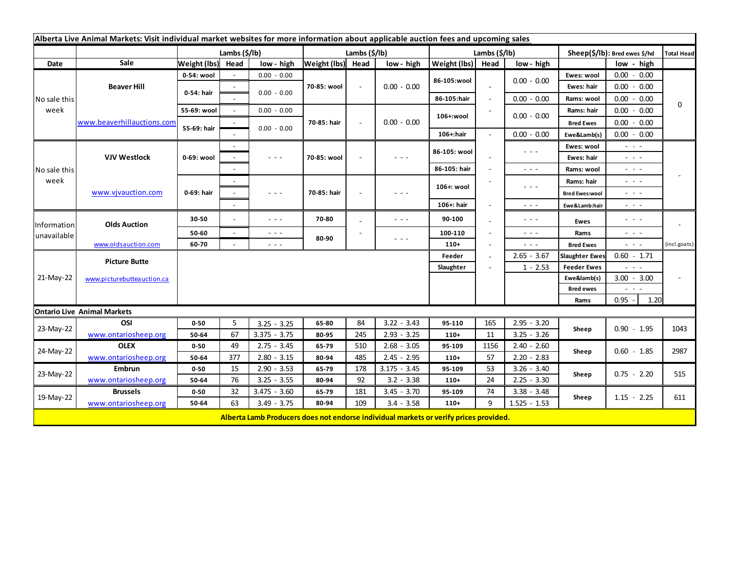## Alberta Live Animal Markets: Visit individual market websites for more information about applicable auction fees and upcoming sales

| Date | Sale | Lambs ($/lb) Weight (lbs) | Head | low - high | Lambs ($/lb) Weight (lbs) | Head | low - high | Lambs ($/lb) Weight (lbs) | Head | low - high | Sheep($/lb): Bred ewes $/hd | low - high | Total Head |
|---|---|---|---|---|---|---|---|---|---|---|---|---|---|
| No sale this week | Beaver Hill | 0-54: wool | - | 0.00 - 0.00 | 70-85: wool | - | 0.00 - 0.00 | 86-105:wool | - | 0.00 - 0.00 | Ewes: wool | 0.00 - 0.00 | 0 |
| | | 0-54: hair | - | 0.00 - 0.00 | | | | | | | Ewes: hair | 0.00 - 0.00 | |
| | | | - | | | | | 86-105:hair | - | 0.00 - 0.00 | Rams: wool | 0.00 - 0.00 | |
| | | 55-69: wool | - | 0.00 - 0.00 | 70-85: hair | - | 0.00 - 0.00 | 106+:wool | - | 0.00 - 0.00 | Rams: hair | 0.00 - 0.00 | |
| | www.beaverhillauctions.com | 55-69: hair | - | 0.00 - 0.00 | | | | | | | Bred Ewes | 0.00 - 0.00 | |
| | | | - | | | | | 106+:hair | - | 0.00 - 0.00 | Ewe&Lamb(s) | 0.00 - 0.00 | |
| No sale this week | VJV Westlock | 0-69: wool | - | - - - | 70-85: wool | - | - - - | 86-105: wool | - | - - - | Ewes: wool | - - - | - |
| | | | - | | | | | | | | Ewes: hair | - - - | |
| | | | - | | | | | 86-105: hair | - | - - - | Rams: wool | - - - | |
| | www.vjvauction.com | 0-69: hair | - | - - - | 70-85: hair | - | - - - | 106+: wool | - | - - - | Rams: hair | - - - | |
| | | | - | | | | | | | | Bred Ewes:wool | - - - | |
| | | | - | | | | | 106+: hair | - | - - - | Ewe&Lamb:hair | - - - | |
| Information unavailable | Olds Auction | 30-50 | - | - - - | 70-80 | - | - - - | 90-100 | - | - - - | Ewes | - - - | - |
| | | 50-60 | - | - - - | 80-90 | - | - - - | 100-110 | - | - - - | Rams | - - - | |
| | www.oldsauction.com | 60-70 | - | - - - | | | | 110+ | - | - - - | Bred Ewes | - - - | (incl.goats) |
| 21-May-22 | Picture Butte | | | | | | | Feeder | - | 2.65 - 3.67 | Slaughter Ewes | 0.60 - 1.71 | - |
| | | | | | | | | Slaughter | - | 1 - 2.53 | Feeder Ewes | - - - | |
| | www.picturebutteauction.ca | | | | | | | | | | Ewe&lamb(s) | 3.00 - 3.00 | |
| | | | | | | | | | | | Bred ewes | - - - | |
| | | | | | | | | | | | Rams | 0.95 - 1.20 | |

## Ontario Live Animal Markets

| Date | Sale | Weight (lbs) | Head | low - high | Weight (lbs) | Head | low - high | Weight (lbs) | Head | low - high | | low - high | Total Head |
|---|---|---|---|---|---|---|---|---|---|---|---|---|---|
| 23-May-22 | OSI | 0-50 | 5 | 3.25 - 3.25 | 65-80 | 84 | 3.22 - 3.43 | 95-110 | 165 | 2.95 - 3.20 | Sheep | 0.90 - 1.95 | 1043 |
| | www.ontariosheep.org | 50-64 | 67 | 3.375 - 3.75 | 80-95 | 245 | 2.93 - 3.25 | 110+ | 11 | 3.25 - 3.26 | | | |
| 24-May-22 | OLEX | 0-50 | 49 | 2.75 - 3.45 | 65-79 | 510 | 2.68 - 3.05 | 95-109 | 1156 | 2.40 - 2.60 | Sheep | 0.60 - 1.85 | 2987 |
| | www.ontariosheep.org | 50-64 | 377 | 2.80 - 3.15 | 80-94 | 485 | 2.45 - 2.95 | 110+ | 57 | 2.20 - 2.83 | | | |
| 23-May-22 | Embrun | 0-50 | 15 | 2.90 - 3.53 | 65-79 | 178 | 3.175 - 3.45 | 95-109 | 53 | 3.26 - 3.40 | Sheep | 0.75 - 2.20 | 515 |
| | www.ontariosheep.org | 50-64 | 76 | 3.25 - 3.55 | 80-94 | 92 | 3.2 - 3.38 | 110+ | 24 | 2.25 - 3.30 | | | |
| 19-May-22 | Brussels | 0-50 | 32 | 3.475 - 3.60 | 65-79 | 181 | 3.45 - 3.70 | 95-109 | 74 | 3.38 - 3.48 | Sheep | 1.15 - 2.25 | 611 |
| | www.ontariosheep.org | 50-64 | 63 | 3.49 - 3.75 | 80-94 | 109 | 3.4 - 3.58 | 110+ | 9 | 1.525 - 1.53 | | | |

**Alberta Lamb Producers does not endorse individual markets or verify prices provided.**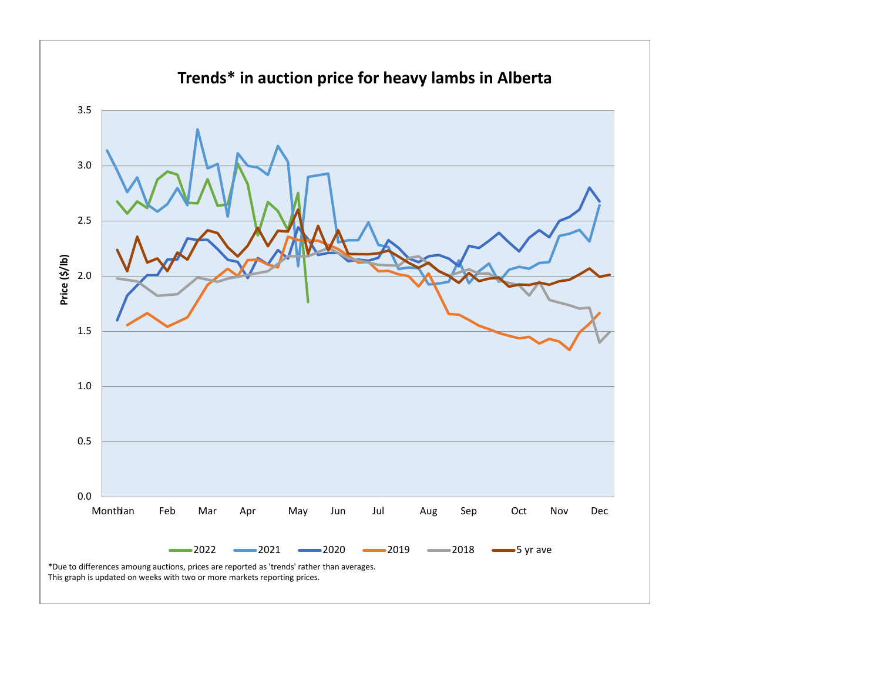## Trends* in auction price for heavy lambs in Alberta

Price ($/lb)

3.5
3.0
2.5
2.0
1.5
1.0
0.5
0.0

Month Jan Feb Mar Apr May Jun Jul Aug Sep Oct Nov Dec

2022 2021 2020 2019 2018 5 yr ave

*Due to differences amoung auctions, prices are reported as 'trends' rather than averages.
This graph is updated on weeks with two or more markets reporting prices.